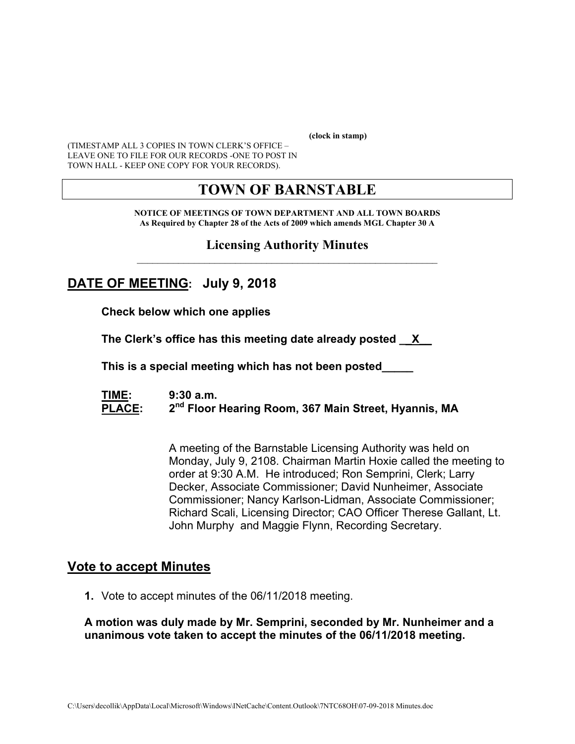(clock in stamp)

(TIMESTAMP ALL 3 COPIES IN TOWN CLERK'S OFFICE – LEAVE ONE TO FILE FOR OUR RECORDS -ONE TO POST IN TOWN HALL - KEEP ONE COPY FOR YOUR RECORDS).

# TOWN OF BARNSTABLE

**NOTICE OF MEETINGS OF TOWN DEPARTMENT AND ALL TOWN BOARDS**
**As Required by Chapter 28 of the Acts of 2009 which amends MGL Chapter 30 A**

## Licensing Authority Minutes

## DATE OF MEETING: July 9, 2018

**Check below which one applies**

**The Clerk's office has this meeting date already posted __X__**

**This is a special meeting which has not been posted_____**

**TIME:** **9:30 a.m.**
**PLACE:** **2nd Floor Hearing Room, 367 Main Street, Hyannis, MA**

A meeting of the Barnstable Licensing Authority was held on Monday, July 9, 2108. Chairman Martin Hoxie called the meeting to order at 9:30 A.M. He introduced; Ron Semprini, Clerk; Larry Decker, Associate Commissioner; David Nunheimer, Associate Commissioner; Nancy Karlson-Lidman, Associate Commissioner; Richard Scali, Licensing Director; CAO Officer Therese Gallant, Lt. John Murphy and Maggie Flynn, Recording Secretary.

## Vote to accept Minutes

1. Vote to accept minutes of the 06/11/2018 meeting.

**A motion was duly made by Mr. Semprini, seconded by Mr. Nunheimer and a unanimous vote taken to accept the minutes of the 06/11/2018 meeting.**

C:\Users\decollik\AppData\Local\Microsoft\Windows\INetCache\Content.Outlook\7NTC68OH\07-09-2018 Minutes.doc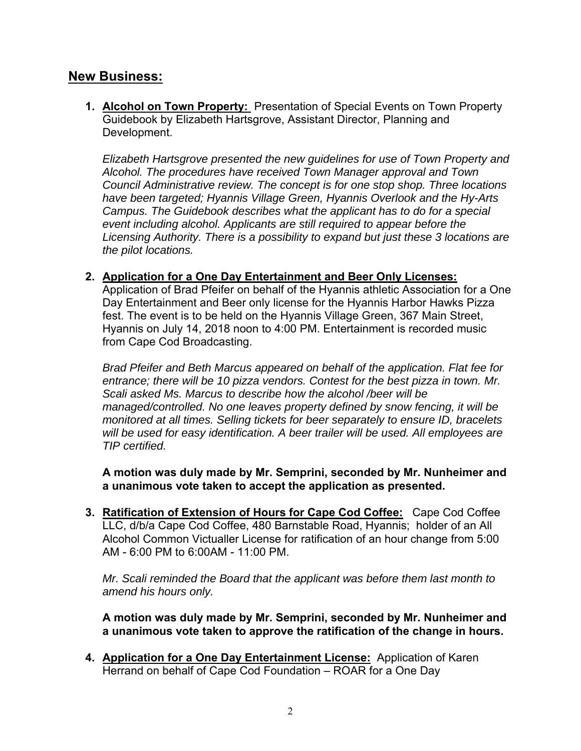## New Business:

1. **Alcohol on Town Property:** Presentation of Special Events on Town Property Guidebook by Elizabeth Hartsgrove, Assistant Director, Planning and Development.

   *Elizabeth Hartsgrove presented the new guidelines for use of Town Property and Alcohol. The procedures have received Town Manager approval and Town Council Administrative review. The concept is for one stop shop. Three locations have been targeted; Hyannis Village Green, Hyannis Overlook and the Hy-Arts Campus. The Guidebook describes what the applicant has to do for a special event including alcohol. Applicants are still required to appear before the Licensing Authority. There is a possibility to expand but just these 3 locations are the pilot locations.*

2. **Application for a One Day Entertainment and Beer Only Licenses:** Application of Brad Pfeifer on behalf of the Hyannis athletic Association for a One Day Entertainment and Beer only license for the Hyannis Harbor Hawks Pizza fest. The event is to be held on the Hyannis Village Green, 367 Main Street, Hyannis on July 14, 2018 noon to 4:00 PM. Entertainment is recorded music from Cape Cod Broadcasting.

   *Brad Pfeifer and Beth Marcus appeared on behalf of the application. Flat fee for entrance; there will be 10 pizza vendors. Contest for the best pizza in town. Mr. Scali asked Ms. Marcus to describe how the alcohol /beer will be managed/controlled. No one leaves property defined by snow fencing, it will be monitored at all times. Selling tickets for beer separately to ensure ID, bracelets will be used for easy identification. A beer trailer will be used. All employees are TIP certified.*

   **A motion was duly made by Mr. Semprini, seconded by Mr. Nunheimer and a unanimous vote taken to accept the application as presented.**

3. **Ratification of Extension of Hours for Cape Cod Coffee:** Cape Cod Coffee LLC, d/b/a Cape Cod Coffee, 480 Barnstable Road, Hyannis; holder of an All Alcohol Common Victualler License for ratification of an hour change from 5:00 AM - 6:00 PM to 6:00AM - 11:00 PM.

   *Mr. Scali reminded the Board that the applicant was before them last month to amend his hours only.*

   **A motion was duly made by Mr. Semprini, seconded by Mr. Nunheimer and a unanimous vote taken to approve the ratification of the change in hours.**

4. **Application for a One Day Entertainment License:** Application of Karen Herrand on behalf of Cape Cod Foundation – ROAR for a One Day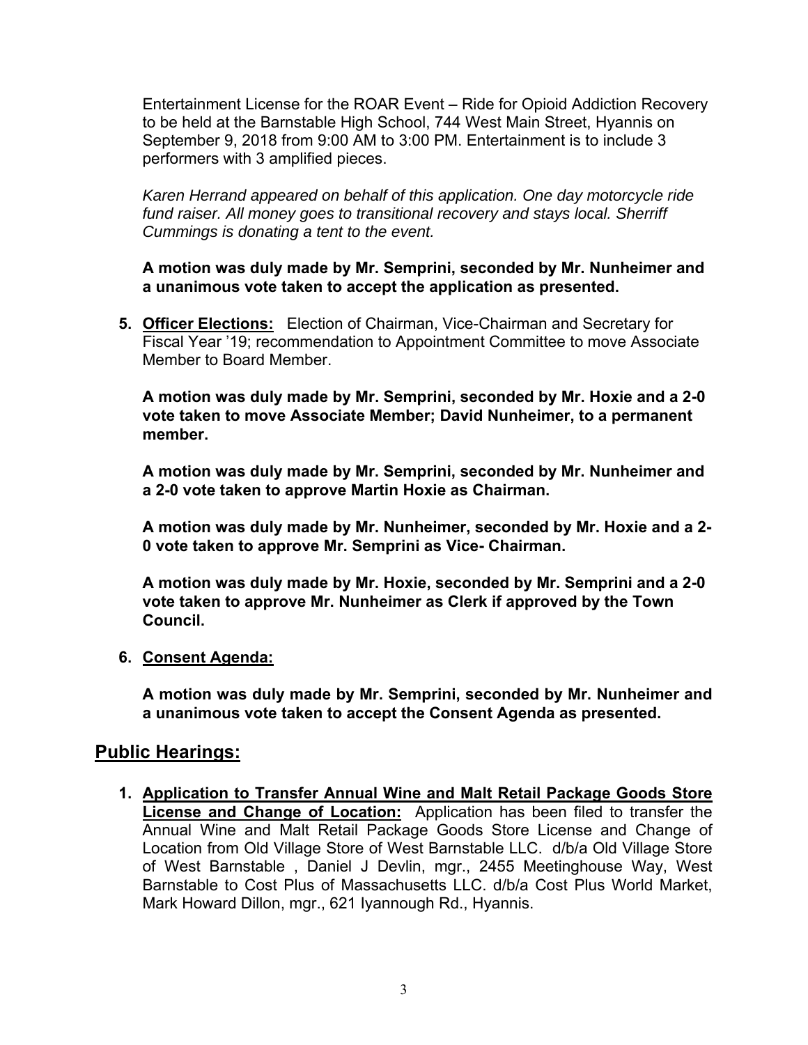Entertainment License for the ROAR Event – Ride for Opioid Addiction Recovery to be held at the Barnstable High School, 744 West Main Street, Hyannis on September 9, 2018 from 9:00 AM to 3:00 PM. Entertainment is to include 3 performers with 3 amplified pieces.

*Karen Herrand appeared on behalf of this application. One day motorcycle ride fund raiser. All money goes to transitional recovery and stays local. Sherriff Cummings is donating a tent to the event.*

**A motion was duly made by Mr. Semprini, seconded by Mr. Nunheimer and a unanimous vote taken to accept the application as presented.**

5. **Officer Elections:** Election of Chairman, Vice-Chairman and Secretary for Fiscal Year '19; recommendation to Appointment Committee to move Associate Member to Board Member.

   **A motion was duly made by Mr. Semprini, seconded by Mr. Hoxie and a 2-0 vote taken to move Associate Member; David Nunheimer, to a permanent member.**

   **A motion was duly made by Mr. Semprini, seconded by Mr. Nunheimer and a 2-0 vote taken to approve Martin Hoxie as Chairman.**

   **A motion was duly made by Mr. Nunheimer, seconded by Mr. Hoxie and a 2-0 vote taken to approve Mr. Semprini as Vice- Chairman.**

   **A motion was duly made by Mr. Hoxie, seconded by Mr. Semprini and a 2-0 vote taken to approve Mr. Nunheimer as Clerk if approved by the Town Council.**

6. **Consent Agenda:**

   **A motion was duly made by Mr. Semprini, seconded by Mr. Nunheimer and a unanimous vote taken to accept the Consent Agenda as presented.**

## Public Hearings:

1. **Application to Transfer Annual Wine and Malt Retail Package Goods Store License and Change of Location:** Application has been filed to transfer the Annual Wine and Malt Retail Package Goods Store License and Change of Location from Old Village Store of West Barnstable LLC. d/b/a Old Village Store of West Barnstable , Daniel J Devlin, mgr., 2455 Meetinghouse Way, West Barnstable to Cost Plus of Massachusetts LLC. d/b/a Cost Plus World Market, Mark Howard Dillon, mgr., 621 Iyannough Rd., Hyannis.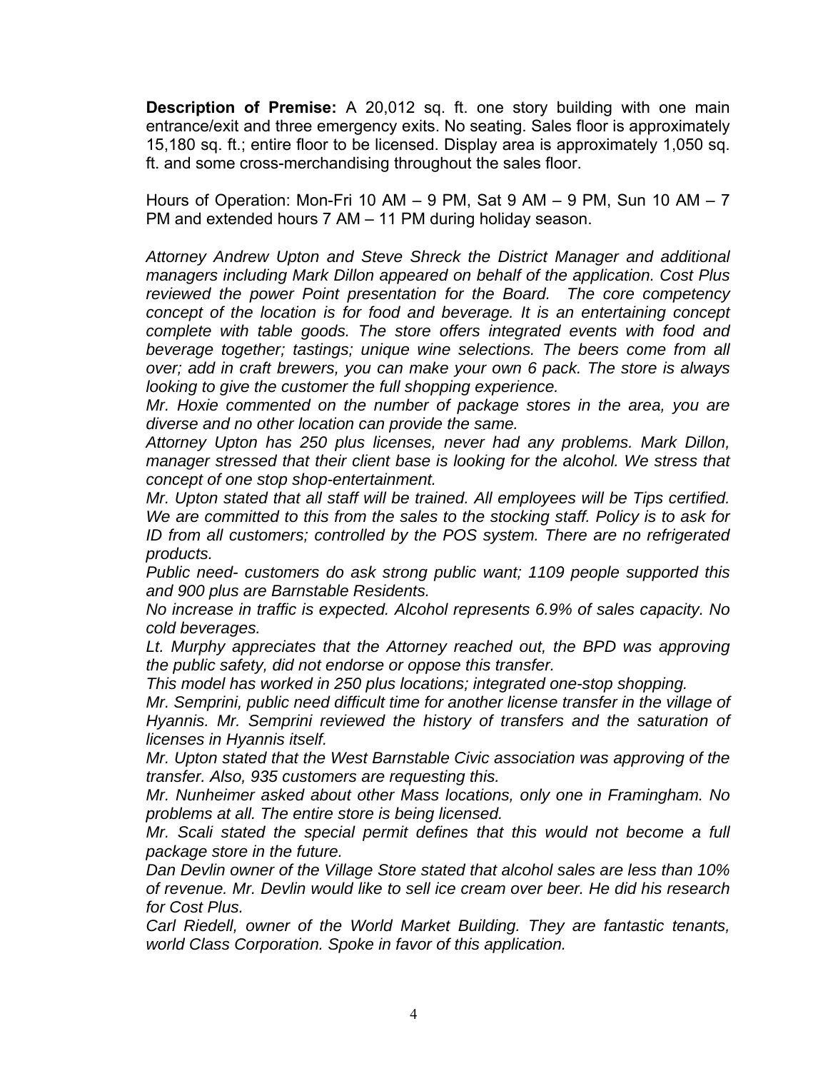**Description of Premise:** A 20,012 sq. ft. one story building with one main entrance/exit and three emergency exits. No seating. Sales floor is approximately 15,180 sq. ft.; entire floor to be licensed. Display area is approximately 1,050 sq. ft. and some cross-merchandising throughout the sales floor.

Hours of Operation: Mon-Fri 10 AM – 9 PM, Sat 9 AM – 9 PM, Sun 10 AM – 7 PM and extended hours 7 AM – 11 PM during holiday season.

*Attorney Andrew Upton and Steve Shreck the District Manager and additional managers including Mark Dillon appeared on behalf of the application. Cost Plus reviewed the power Point presentation for the Board. The core competency concept of the location is for food and beverage. It is an entertaining concept complete with table goods. The store offers integrated events with food and beverage together; tastings; unique wine selections. The beers come from all over; add in craft brewers, you can make your own 6 pack. The store is always looking to give the customer the full shopping experience.*

*Mr. Hoxie commented on the number of package stores in the area, you are diverse and no other location can provide the same.*

*Attorney Upton has 250 plus licenses, never had any problems. Mark Dillon, manager stressed that their client base is looking for the alcohol. We stress that concept of one stop shop-entertainment.*

*Mr. Upton stated that all staff will be trained. All employees will be Tips certified. We are committed to this from the sales to the stocking staff. Policy is to ask for ID from all customers; controlled by the POS system. There are no refrigerated products.*

*Public need- customers do ask strong public want; 1109 people supported this and 900 plus are Barnstable Residents.*

*No increase in traffic is expected. Alcohol represents 6.9% of sales capacity. No cold beverages.*

*Lt. Murphy appreciates that the Attorney reached out, the BPD was approving the public safety, did not endorse or oppose this transfer.*

*This model has worked in 250 plus locations; integrated one-stop shopping.*

*Mr. Semprini, public need difficult time for another license transfer in the village of Hyannis. Mr. Semprini reviewed the history of transfers and the saturation of licenses in Hyannis itself.*

*Mr. Upton stated that the West Barnstable Civic association was approving of the transfer. Also, 935 customers are requesting this.*

*Mr. Nunheimer asked about other Mass locations, only one in Framingham. No problems at all. The entire store is being licensed.*

*Mr. Scali stated the special permit defines that this would not become a full package store in the future.*

*Dan Devlin owner of the Village Store stated that alcohol sales are less than 10% of revenue. Mr. Devlin would like to sell ice cream over beer. He did his research for Cost Plus.*

*Carl Riedell, owner of the World Market Building. They are fantastic tenants, world Class Corporation. Spoke in favor of this application.*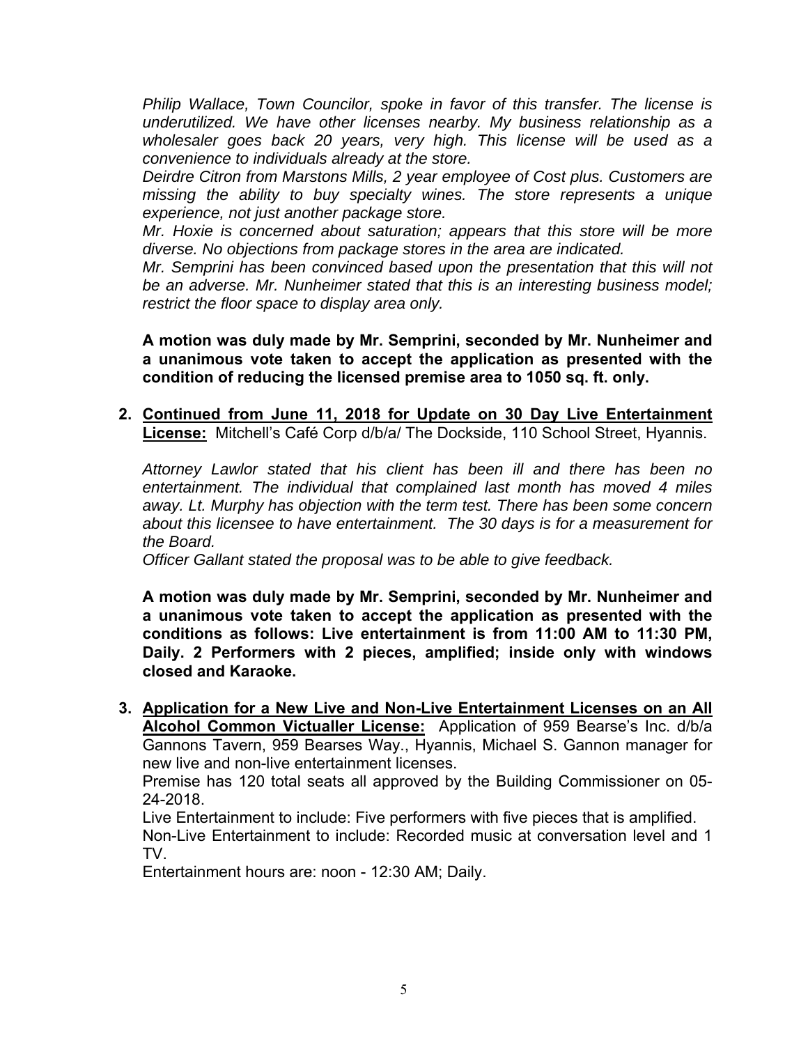*Philip Wallace, Town Councilor, spoke in favor of this transfer. The license is underutilized. We have other licenses nearby. My business relationship as a wholesaler goes back 20 years, very high. This license will be used as a convenience to individuals already at the store.*
*Deirdre Citron from Marstons Mills, 2 year employee of Cost plus. Customers are missing the ability to buy specialty wines. The store represents a unique experience, not just another package store.*
*Mr. Hoxie is concerned about saturation; appears that this store will be more diverse. No objections from package stores in the area are indicated.*
*Mr. Semprini has been convinced based upon the presentation that this will not be an adverse. Mr. Nunheimer stated that this is an interesting business model; restrict the floor space to display area only.*

**A motion was duly made by Mr. Semprini, seconded by Mr. Nunheimer and a unanimous vote taken to accept the application as presented with the condition of reducing the licensed premise area to 1050 sq. ft. only.**

2. **<u>Continued from June 11, 2018 for Update on 30 Day Live Entertainment License:</u>** Mitchell's Café Corp d/b/a/ The Dockside, 110 School Street, Hyannis.

   *Attorney Lawlor stated that his client has been ill and there has been no entertainment. The individual that complained last month has moved 4 miles away. Lt. Murphy has objection with the term test. There has been some concern about this licensee to have entertainment. The 30 days is for a measurement for the Board.*
   *Officer Gallant stated the proposal was to be able to give feedback.*

   **A motion was duly made by Mr. Semprini, seconded by Mr. Nunheimer and a unanimous vote taken to accept the application as presented with the conditions as follows: Live entertainment is from 11:00 AM to 11:30 PM, Daily. 2 Performers with 2 pieces, amplified; inside only with windows closed and Karaoke.**

3. **<u>Application for a New Live and Non-Live Entertainment Licenses on an All Alcohol Common Victualler License:</u>** Application of 959 Bearse's Inc. d/b/a Gannons Tavern, 959 Bearses Way., Hyannis, Michael S. Gannon manager for new live and non-live entertainment licenses.
   Premise has 120 total seats all approved by the Building Commissioner on 05-24-2018.
   Live Entertainment to include: Five performers with five pieces that is amplified.
   Non-Live Entertainment to include: Recorded music at conversation level and 1 TV.
   Entertainment hours are: noon - 12:30 AM; Daily.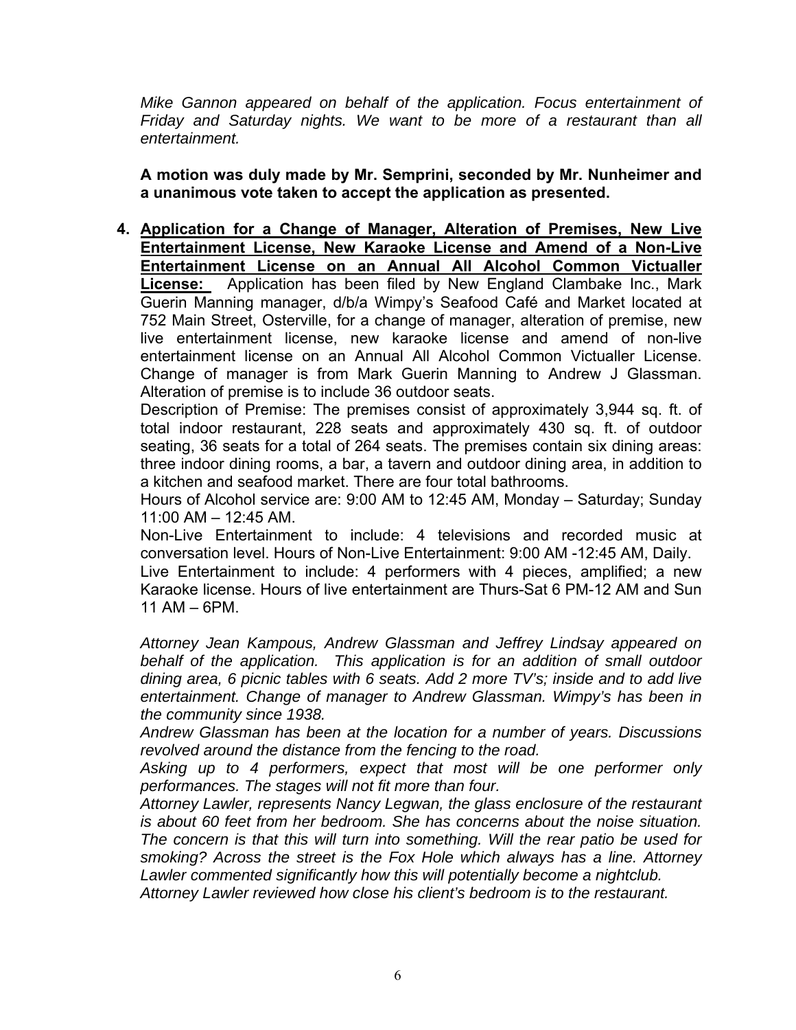*Mike Gannon appeared on behalf of the application. Focus entertainment of Friday and Saturday nights. We want to be more of a restaurant than all entertainment.*

**A motion was duly made by Mr. Semprini, seconded by Mr. Nunheimer and a unanimous vote taken to accept the application as presented.**

4. **Application for a Change of Manager, Alteration of Premises, New Live Entertainment License, New Karaoke License and Amend of a Non-Live Entertainment License on an Annual All Alcohol Common Victualler License:** Application has been filed by New England Clambake Inc., Mark Guerin Manning manager, d/b/a Wimpy's Seafood Café and Market located at 752 Main Street, Osterville, for a change of manager, alteration of premise, new live entertainment license, new karaoke license and amend of non-live entertainment license on an Annual All Alcohol Common Victualler License. Change of manager is from Mark Guerin Manning to Andrew J Glassman. Alteration of premise is to include 36 outdoor seats.

   Description of Premise: The premises consist of approximately 3,944 sq. ft. of total indoor restaurant, 228 seats and approximately 430 sq. ft. of outdoor seating, 36 seats for a total of 264 seats. The premises contain six dining areas: three indoor dining rooms, a bar, a tavern and outdoor dining area, in addition to a kitchen and seafood market. There are four total bathrooms.

   Hours of Alcohol service are: 9:00 AM to 12:45 AM, Monday – Saturday; Sunday 11:00 AM – 12:45 AM.

   Non-Live Entertainment to include: 4 televisions and recorded music at conversation level. Hours of Non-Live Entertainment: 9:00 AM -12:45 AM, Daily.

   Live Entertainment to include: 4 performers with 4 pieces, amplified; a new Karaoke license. Hours of live entertainment are Thurs-Sat 6 PM-12 AM and Sun 11 AM – 6PM.

   *Attorney Jean Kampous, Andrew Glassman and Jeffrey Lindsay appeared on behalf of the application. This application is for an addition of small outdoor dining area, 6 picnic tables with 6 seats. Add 2 more TV's; inside and to add live entertainment. Change of manager to Andrew Glassman. Wimpy's has been in the community since 1938.*

   *Andrew Glassman has been at the location for a number of years. Discussions revolved around the distance from the fencing to the road.*

   *Asking up to 4 performers, expect that most will be one performer only performances. The stages will not fit more than four.*

   *Attorney Lawler, represents Nancy Legwan, the glass enclosure of the restaurant is about 60 feet from her bedroom. She has concerns about the noise situation. The concern is that this will turn into something. Will the rear patio be used for smoking? Across the street is the Fox Hole which always has a line. Attorney Lawler commented significantly how this will potentially become a nightclub.*

   *Attorney Lawler reviewed how close his client's bedroom is to the restaurant.*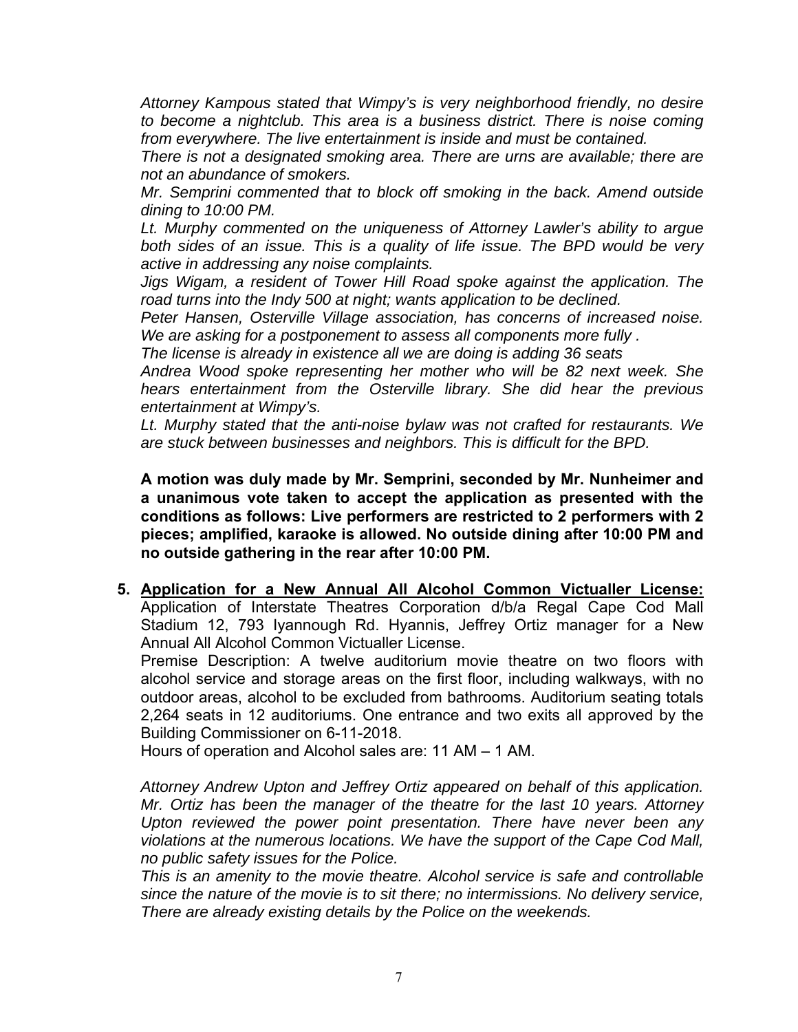*Attorney Kampous stated that Wimpy's is very neighborhood friendly, no desire to become a nightclub. This area is a business district. There is noise coming from everywhere. The live entertainment is inside and must be contained.*

*There is not a designated smoking area. There are urns are available; there are not an abundance of smokers.*

*Mr. Semprini commented that to block off smoking in the back. Amend outside dining to 10:00 PM.*

*Lt. Murphy commented on the uniqueness of Attorney Lawler's ability to argue both sides of an issue. This is a quality of life issue. The BPD would be very active in addressing any noise complaints.*

*Jigs Wigam, a resident of Tower Hill Road spoke against the application. The road turns into the Indy 500 at night; wants application to be declined.*

*Peter Hansen, Osterville Village association, has concerns of increased noise. We are asking for a postponement to assess all components more fully .*

*The license is already in existence all we are doing is adding 36 seats*

*Andrea Wood spoke representing her mother who will be 82 next week. She hears entertainment from the Osterville library. She did hear the previous entertainment at Wimpy's.*

*Lt. Murphy stated that the anti-noise bylaw was not crafted for restaurants. We are stuck between businesses and neighbors. This is difficult for the BPD.*

**A motion was duly made by Mr. Semprini, seconded by Mr. Nunheimer and a unanimous vote taken to accept the application as presented with the conditions as follows: Live performers are restricted to 2 performers with 2 pieces; amplified, karaoke is allowed. No outside dining after 10:00 PM and no outside gathering in the rear after 10:00 PM.**

5. **Application for a New Annual All Alcohol Common Victualler License:** Application of Interstate Theatres Corporation d/b/a Regal Cape Cod Mall Stadium 12, 793 Iyannough Rd. Hyannis, Jeffrey Ortiz manager for a New Annual All Alcohol Common Victualler License.

   Premise Description: A twelve auditorium movie theatre on two floors with alcohol service and storage areas on the first floor, including walkways, with no outdoor areas, alcohol to be excluded from bathrooms. Auditorium seating totals 2,264 seats in 12 auditoriums. One entrance and two exits all approved by the Building Commissioner on 6-11-2018.

   Hours of operation and Alcohol sales are: 11 AM – 1 AM.

   *Attorney Andrew Upton and Jeffrey Ortiz appeared on behalf of this application. Mr. Ortiz has been the manager of the theatre for the last 10 years. Attorney Upton reviewed the power point presentation. There have never been any violations at the numerous locations. We have the support of the Cape Cod Mall, no public safety issues for the Police.*

   *This is an amenity to the movie theatre. Alcohol service is safe and controllable since the nature of the movie is to sit there; no intermissions. No delivery service, There are already existing details by the Police on the weekends.*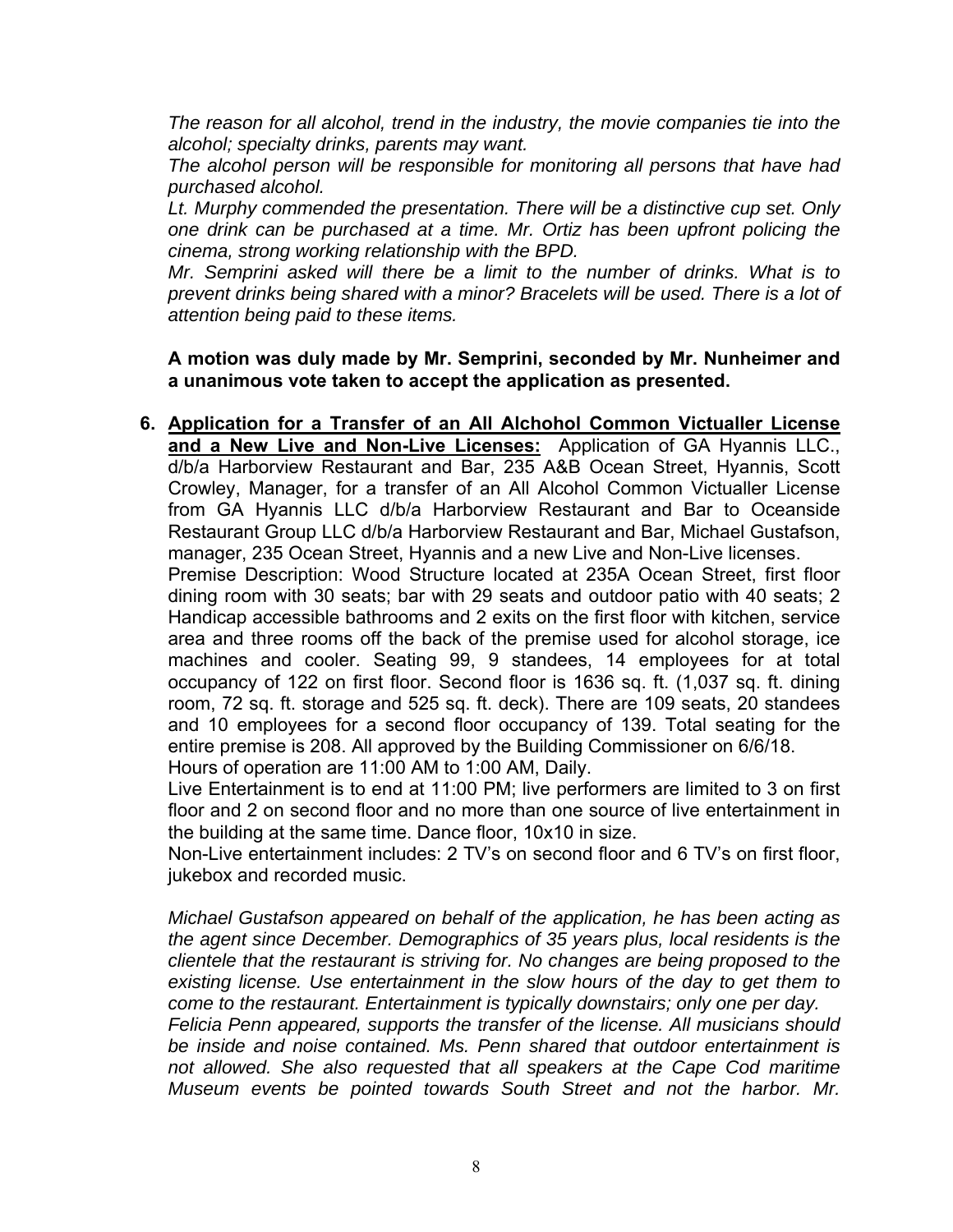*The reason for all alcohol, trend in the industry, the movie companies tie into the alcohol; specialty drinks, parents may want.*

*The alcohol person will be responsible for monitoring all persons that have had purchased alcohol.*

*Lt. Murphy commended the presentation. There will be a distinctive cup set. Only one drink can be purchased at a time. Mr. Ortiz has been upfront policing the cinema, strong working relationship with the BPD.*

*Mr. Semprini asked will there be a limit to the number of drinks. What is to prevent drinks being shared with a minor? Bracelets will be used. There is a lot of attention being paid to these items.*

**A motion was duly made by Mr. Semprini, seconded by Mr. Nunheimer and a unanimous vote taken to accept the application as presented.**

6. **Application for a Transfer of an All Alchohol Common Victualler License and a New Live and Non-Live Licenses:** Application of GA Hyannis LLC., d/b/a Harborview Restaurant and Bar, 235 A&B Ocean Street, Hyannis, Scott Crowley, Manager, for a transfer of an All Alcohol Common Victualler License from GA Hyannis LLC d/b/a Harborview Restaurant and Bar to Oceanside Restaurant Group LLC d/b/a Harborview Restaurant and Bar, Michael Gustafson, manager, 235 Ocean Street, Hyannis and a new Live and Non-Live licenses.

   Premise Description: Wood Structure located at 235A Ocean Street, first floor dining room with 30 seats; bar with 29 seats and outdoor patio with 40 seats; 2 Handicap accessible bathrooms and 2 exits on the first floor with kitchen, service area and three rooms off the back of the premise used for alcohol storage, ice machines and cooler. Seating 99, 9 standees, 14 employees for at total occupancy of 122 on first floor. Second floor is 1636 sq. ft. (1,037 sq. ft. dining room, 72 sq. ft. storage and 525 sq. ft. deck). There are 109 seats, 20 standees and 10 employees for a second floor occupancy of 139. Total seating for the entire premise is 208. All approved by the Building Commissioner on 6/6/18.

   Hours of operation are 11:00 AM to 1:00 AM, Daily.

   Live Entertainment is to end at 11:00 PM; live performers are limited to 3 on first floor and 2 on second floor and no more than one source of live entertainment in the building at the same time. Dance floor, 10x10 in size.

   Non-Live entertainment includes: 2 TV's on second floor and 6 TV's on first floor, jukebox and recorded music.

   *Michael Gustafson appeared on behalf of the application, he has been acting as the agent since December. Demographics of 35 years plus, local residents is the clientele that the restaurant is striving for. No changes are being proposed to the existing license. Use entertainment in the slow hours of the day to get them to come to the restaurant. Entertainment is typically downstairs; only one per day.*

   *Felicia Penn appeared, supports the transfer of the license. All musicians should be inside and noise contained. Ms. Penn shared that outdoor entertainment is not allowed. She also requested that all speakers at the Cape Cod maritime Museum events be pointed towards South Street and not the harbor. Mr.*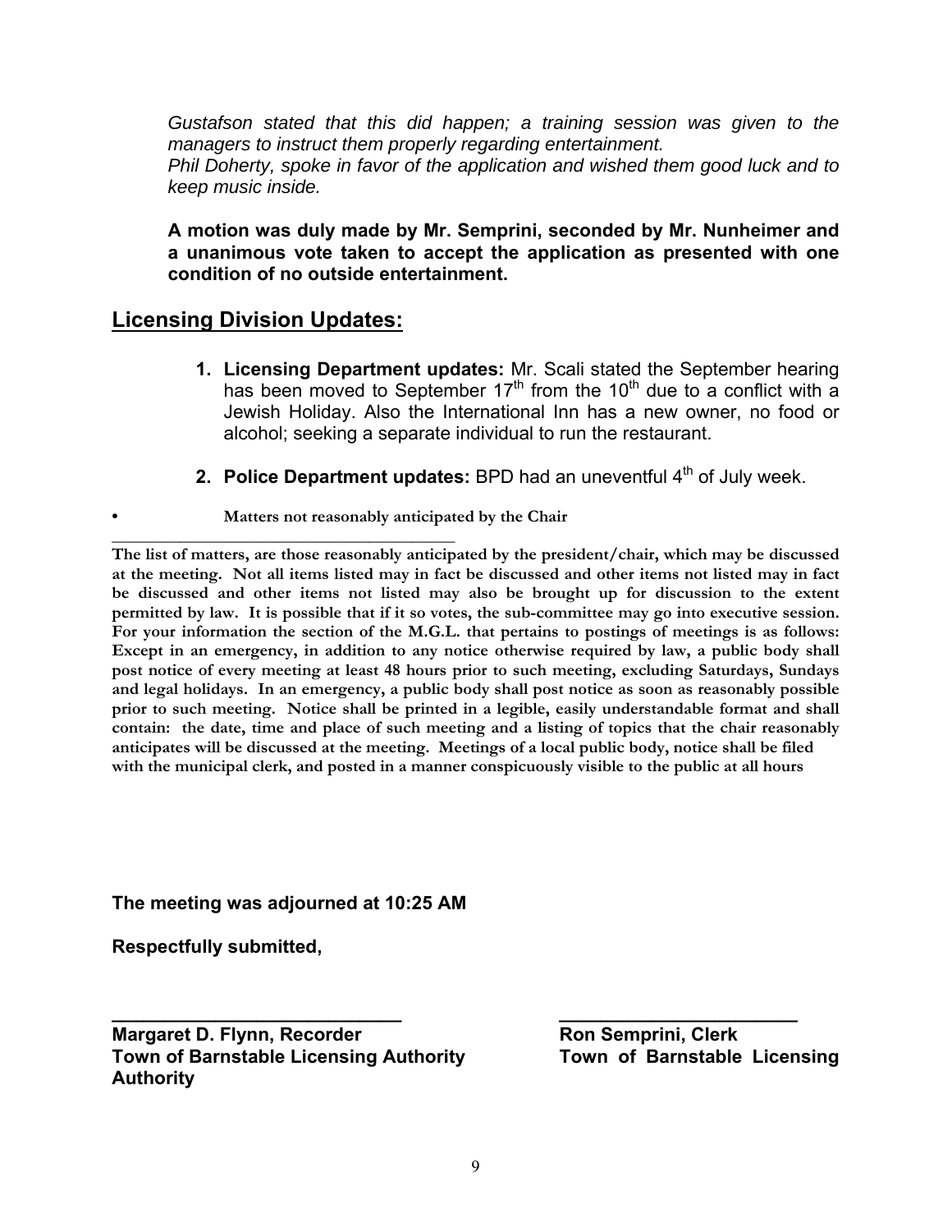*Gustafson stated that this did happen; a training session was given to the managers to instruct them properly regarding entertainment.*
*Phil Doherty, spoke in favor of the application and wished them good luck and to keep music inside.*

**A motion was duly made by Mr. Semprini, seconded by Mr. Nunheimer and a unanimous vote taken to accept the application as presented with one condition of no outside entertainment.**

## Licensing Division Updates:

1. **Licensing Department updates:** Mr. Scali stated the September hearing has been moved to September 17th from the 10th due to a conflict with a Jewish Holiday. Also the International Inn has a new owner, no food or alcohol; seeking a separate individual to run the restaurant.

2. **Police Department updates:** BPD had an uneventful 4th of July week.

- **Matters not reasonably anticipated by the Chair**

---

**The list of matters, are those reasonably anticipated by the president/chair, which may be discussed at the meeting. Not all items listed may in fact be discussed and other items not listed may in fact be discussed and other items not listed may also be brought up for discussion to the extent permitted by law. It is possible that if it so votes, the sub-committee may go into executive session. For your information the section of the M.G.L. that pertains to postings of meetings is as follows: Except in an emergency, in addition to any notice otherwise required by law, a public body shall post notice of every meeting at least 48 hours prior to such meeting, excluding Saturdays, Sundays and legal holidays. In an emergency, a public body shall post notice as soon as reasonably possible prior to such meeting. Notice shall be printed in a legible, easily understandable format and shall contain: the date, time and place of such meeting and a listing of topics that the chair reasonably anticipates will be discussed at the meeting. Meetings of a local public body, notice shall be filed with the municipal clerk, and posted in a manner conspicuously visible to the public at all hours**

**The meeting was adjourned at 10:25 AM**

**Respectfully submitted,**

**_____________________________**
**Margaret D. Flynn, Recorder**
**Town of Barnstable Licensing Authority**

**_____________________________**
**Ron Semprini, Clerk**
**Town of Barnstable Licensing Authority**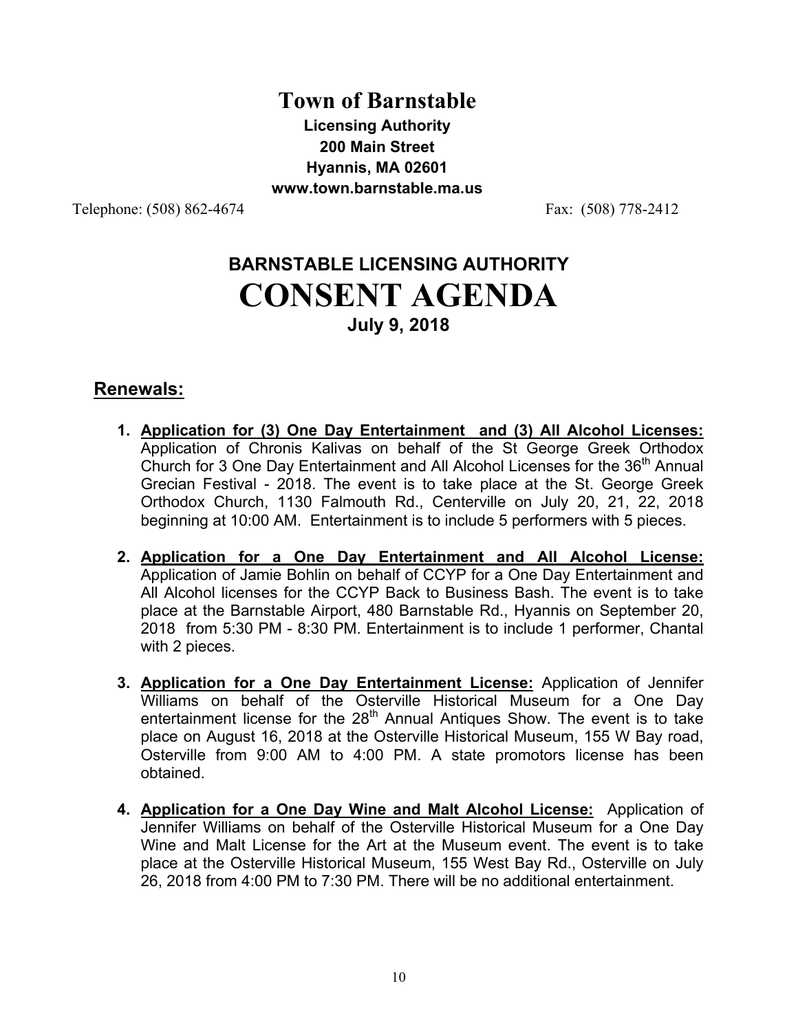# Town of Barnstable

**Licensing Authority**
**200 Main Street**
**Hyannis, MA 02601**
**www.town.barnstable.ma.us**

Telephone: (508) 862-4674 Fax: (508) 778-2412

## BARNSTABLE LICENSING AUTHORITY

# CONSENT AGENDA

**July 9, 2018**

## Renewals:

1. **Application for (3) One Day Entertainment and (3) All Alcohol Licenses:** Application of Chronis Kalivas on behalf of the St George Greek Orthodox Church for 3 One Day Entertainment and All Alcohol Licenses for the 36th Annual Grecian Festival - 2018. The event is to take place at the St. George Greek Orthodox Church, 1130 Falmouth Rd., Centerville on July 20, 21, 22, 2018 beginning at 10:00 AM. Entertainment is to include 5 performers with 5 pieces.

2. **Application for a One Day Entertainment and All Alcohol License:** Application of Jamie Bohlin on behalf of CCYP for a One Day Entertainment and All Alcohol licenses for the CCYP Back to Business Bash. The event is to take place at the Barnstable Airport, 480 Barnstable Rd., Hyannis on September 20, 2018 from 5:30 PM - 8:30 PM. Entertainment is to include 1 performer, Chantal with 2 pieces.

3. **Application for a One Day Entertainment License:** Application of Jennifer Williams on behalf of the Osterville Historical Museum for a One Day entertainment license for the 28th Annual Antiques Show. The event is to take place on August 16, 2018 at the Osterville Historical Museum, 155 W Bay road, Osterville from 9:00 AM to 4:00 PM. A state promotors license has been obtained.

4. **Application for a One Day Wine and Malt Alcohol License:** Application of Jennifer Williams on behalf of the Osterville Historical Museum for a One Day Wine and Malt License for the Art at the Museum event. The event is to take place at the Osterville Historical Museum, 155 West Bay Rd., Osterville on July 26, 2018 from 4:00 PM to 7:30 PM. There will be no additional entertainment.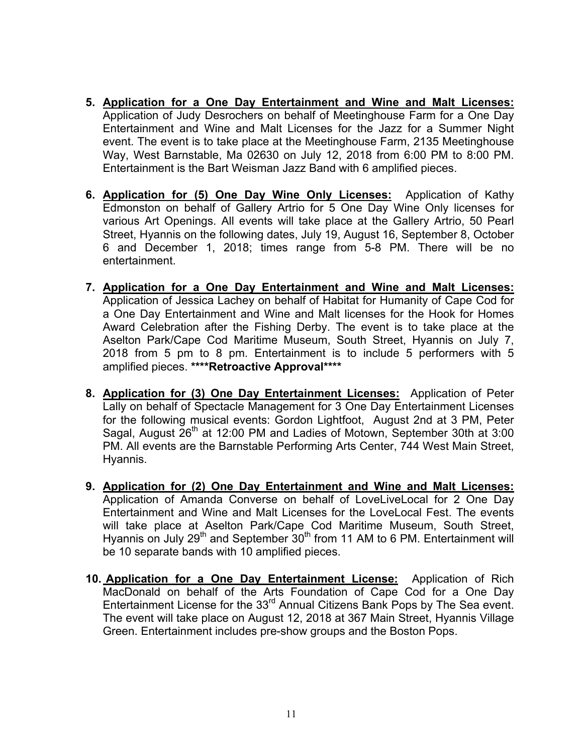5. **Application for a One Day Entertainment and Wine and Malt Licenses:** Application of Judy Desrochers on behalf of Meetinghouse Farm for a One Day Entertainment and Wine and Malt Licenses for the Jazz for a Summer Night event. The event is to take place at the Meetinghouse Farm, 2135 Meetinghouse Way, West Barnstable, Ma 02630 on July 12, 2018 from 6:00 PM to 8:00 PM. Entertainment is the Bart Weisman Jazz Band with 6 amplified pieces.

6. **Application for (5) One Day Wine Only Licenses:** Application of Kathy Edmonston on behalf of Gallery Artrio for 5 One Day Wine Only licenses for various Art Openings. All events will take place at the Gallery Artrio, 50 Pearl Street, Hyannis on the following dates, July 19, August 16, September 8, October 6 and December 1, 2018; times range from 5-8 PM. There will be no entertainment.

7. **Application for a One Day Entertainment and Wine and Malt Licenses:** Application of Jessica Lachey on behalf of Habitat for Humanity of Cape Cod for a One Day Entertainment and Wine and Malt licenses for the Hook for Homes Award Celebration after the Fishing Derby. The event is to take place at the Aselton Park/Cape Cod Maritime Museum, South Street, Hyannis on July 7, 2018 from 5 pm to 8 pm. Entertainment is to include 5 performers with 5 amplified pieces. **\*\*\*\*Retroactive Approval\*\*\*\***

8. **Application for (3) One Day Entertainment Licenses:** Application of Peter Lally on behalf of Spectacle Management for 3 One Day Entertainment Licenses for the following musical events: Gordon Lightfoot, August 2nd at 3 PM, Peter Sagal, August 26th at 12:00 PM and Ladies of Motown, September 30th at 3:00 PM. All events are the Barnstable Performing Arts Center, 744 West Main Street, Hyannis.

9. **Application for (2) One Day Entertainment and Wine and Malt Licenses:** Application of Amanda Converse on behalf of LoveLiveLocal for 2 One Day Entertainment and Wine and Malt Licenses for the LoveLocal Fest. The events will take place at Aselton Park/Cape Cod Maritime Museum, South Street, Hyannis on July 29th and September 30th from 11 AM to 6 PM. Entertainment will be 10 separate bands with 10 amplified pieces.

10. **Application for a One Day Entertainment License:** Application of Rich MacDonald on behalf of the Arts Foundation of Cape Cod for a One Day Entertainment License for the 33rd Annual Citizens Bank Pops by The Sea event. The event will take place on August 12, 2018 at 367 Main Street, Hyannis Village Green. Entertainment includes pre-show groups and the Boston Pops.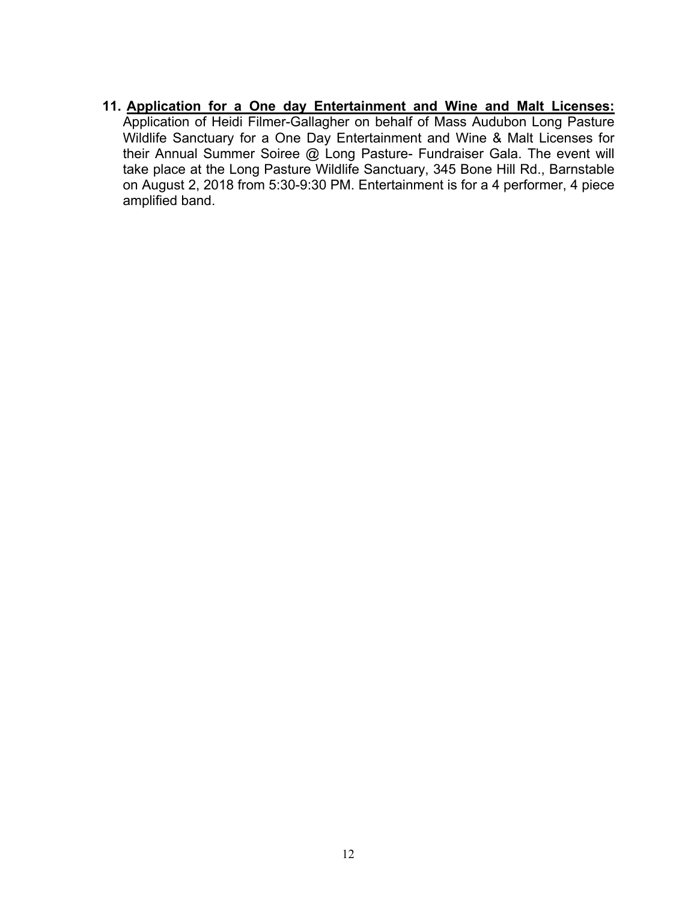11. **<u>Application for a One day Entertainment and Wine and Malt Licenses:</u>** Application of Heidi Filmer-Gallagher on behalf of Mass Audubon Long Pasture Wildlife Sanctuary for a One Day Entertainment and Wine & Malt Licenses for their Annual Summer Soiree @ Long Pasture- Fundraiser Gala. The event will take place at the Long Pasture Wildlife Sanctuary, 345 Bone Hill Rd., Barnstable on August 2, 2018 from 5:30-9:30 PM. Entertainment is for a 4 performer, 4 piece amplified band.